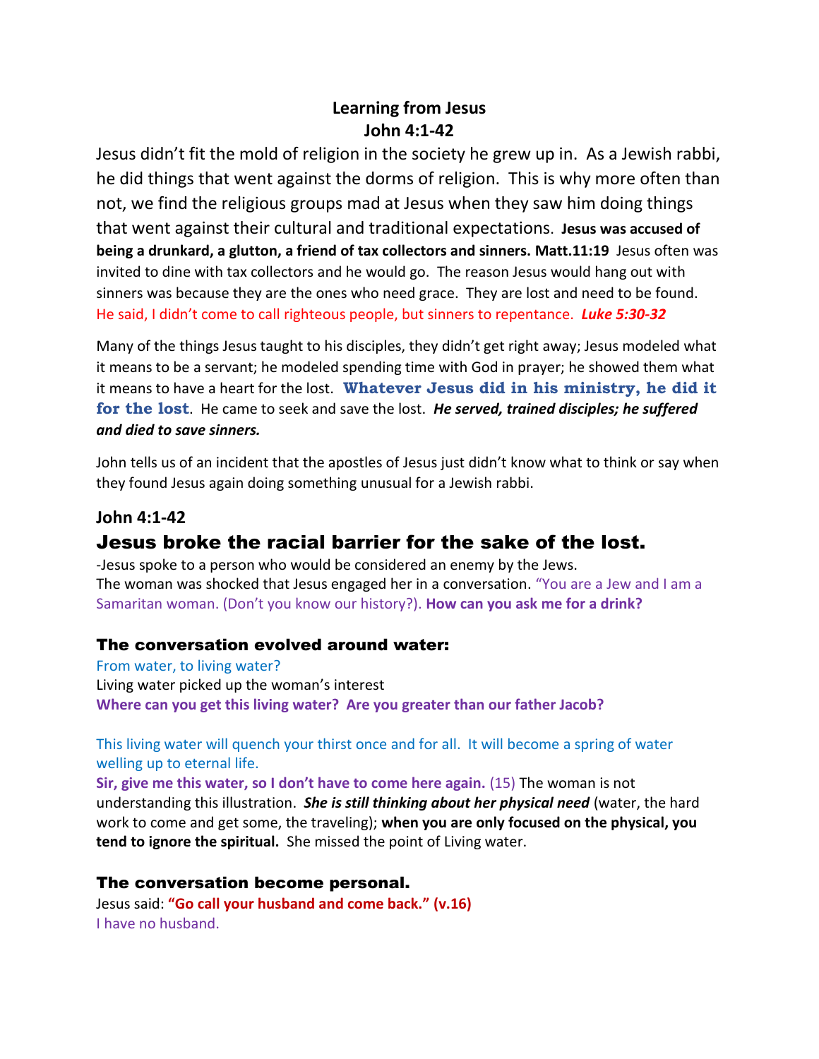# Learning from Jesus
## John 4:1-42

Jesus didn't fit the mold of religion in the society he grew up in. As a Jewish rabbi, he did things that went against the dorms of religion. This is why more often than not, we find the religious groups mad at Jesus when they saw him doing things that went against their cultural and traditional expectations. **Jesus was accused of being a drunkard, a glutton, a friend of tax collectors and sinners. Matt.11:19** Jesus often was invited to dine with tax collectors and he would go. The reason Jesus would hang out with sinners was because they are the ones who need grace. They are lost and need to be found. He said, I didn't come to call righteous people, but sinners to repentance. ***Luke 5:30-32***

Many of the things Jesus taught to his disciples, they didn't get right away; Jesus modeled what it means to be a servant; he modeled spending time with God in prayer; he showed them what it means to have a heart for the lost. **Whatever Jesus did in his ministry, he did it for the lost**. He came to seek and save the lost. ***He served, trained disciples; he suffered and died to save sinners.***

John tells us of an incident that the apostles of Jesus just didn't know what to think or say when they found Jesus again doing something unusual for a Jewish rabbi.

### John 4:1-42

## Jesus broke the racial barrier for the sake of the lost.

-Jesus spoke to a person who would be considered an enemy by the Jews.
The woman was shocked that Jesus engaged her in a conversation. "You are a Jew and I am a Samaritan woman. (Don't you know our history?). **How can you ask me for a drink?**

### The conversation evolved around water:

From water, to living water?
Living water picked up the woman's interest
**Where can you get this living water? Are you greater than our father Jacob?**

This living water will quench your thirst once and for all. It will become a spring of water welling up to eternal life.
**Sir, give me this water, so I don't have to come here again.** (15) The woman is not understanding this illustration. ***She is still thinking about her physical need*** (water, the hard work to come and get some, the traveling); **when you are only focused on the physical, you tend to ignore the spiritual.** She missed the point of Living water.

### The conversation become personal.

Jesus said: **"Go call your husband and come back." (v.16)**
I have no husband.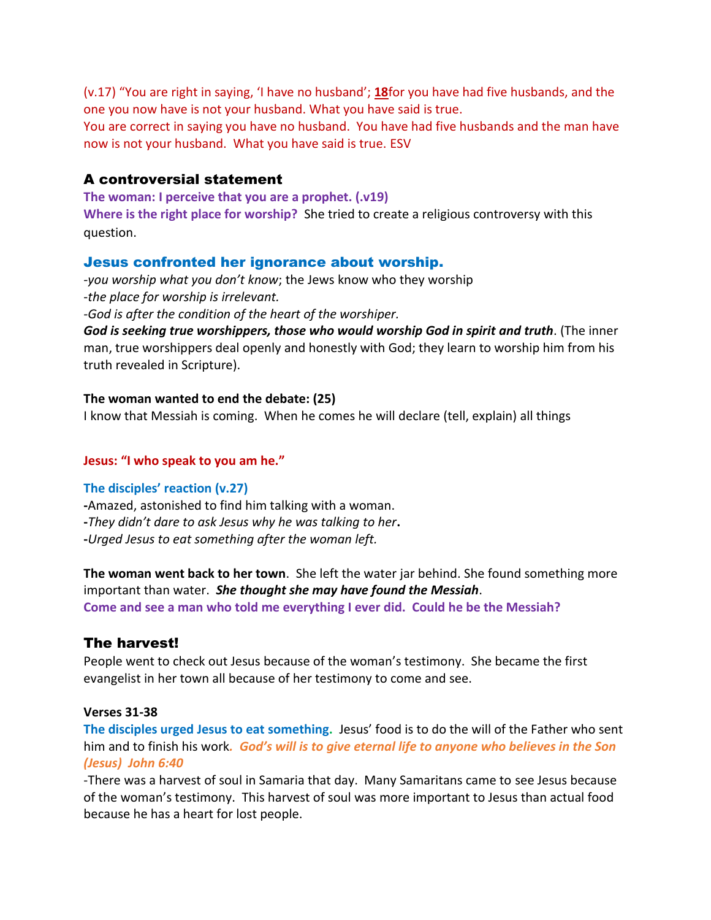(v.17) "You are right in saying, 'I have no husband'; **18**for you have had five husbands, and the one you now have is not your husband. What you have said is true.
You are correct in saying you have no husband. You have had five husbands and the man have now is not your husband. What you have said is true. ESV

## A controversial statement

**The woman: I perceive that you are a prophet. (.v19)**
**Where is the right place for worship?** She tried to create a religious controversy with this question.

## Jesus confronted her ignorance about worship.

-*you worship what you don't know*; the Jews know who they worship
-*the place for worship is irrelevant.*
-*God is after the condition of the heart of the worshiper.*
***God is seeking true worshippers, those who would worship God in spirit and truth***. (The inner man, true worshippers deal openly and honestly with God; they learn to worship him from his truth revealed in Scripture).

**The woman wanted to end the debate: (25)**
I know that Messiah is coming. When he comes he will declare (tell, explain) all things

**Jesus: "I who speak to you am he."**

**The disciples' reaction (v.27)**
**-**Amazed, astonished to find him talking with a woman.
**-***They didn't dare to ask Jesus why he was talking to her***.**
**-***Urged Jesus to eat something after the woman left.*

**The woman went back to her town**. She left the water jar behind. She found something more important than water. ***She thought she may have found the Messiah***.
**Come and see a man who told me everything I ever did. Could he be the Messiah?**

## The harvest!

People went to check out Jesus because of the woman's testimony. She became the first evangelist in her town all because of her testimony to come and see.

**Verses 31-38**
**The disciples urged Jesus to eat something.** Jesus' food is to do the will of the Father who sent him and to finish his work**.** ***God's will is to give eternal life to anyone who believes in the Son (Jesus) John 6:40***
-There was a harvest of soul in Samaria that day. Many Samaritans came to see Jesus because of the woman's testimony. This harvest of soul was more important to Jesus than actual food because he has a heart for lost people.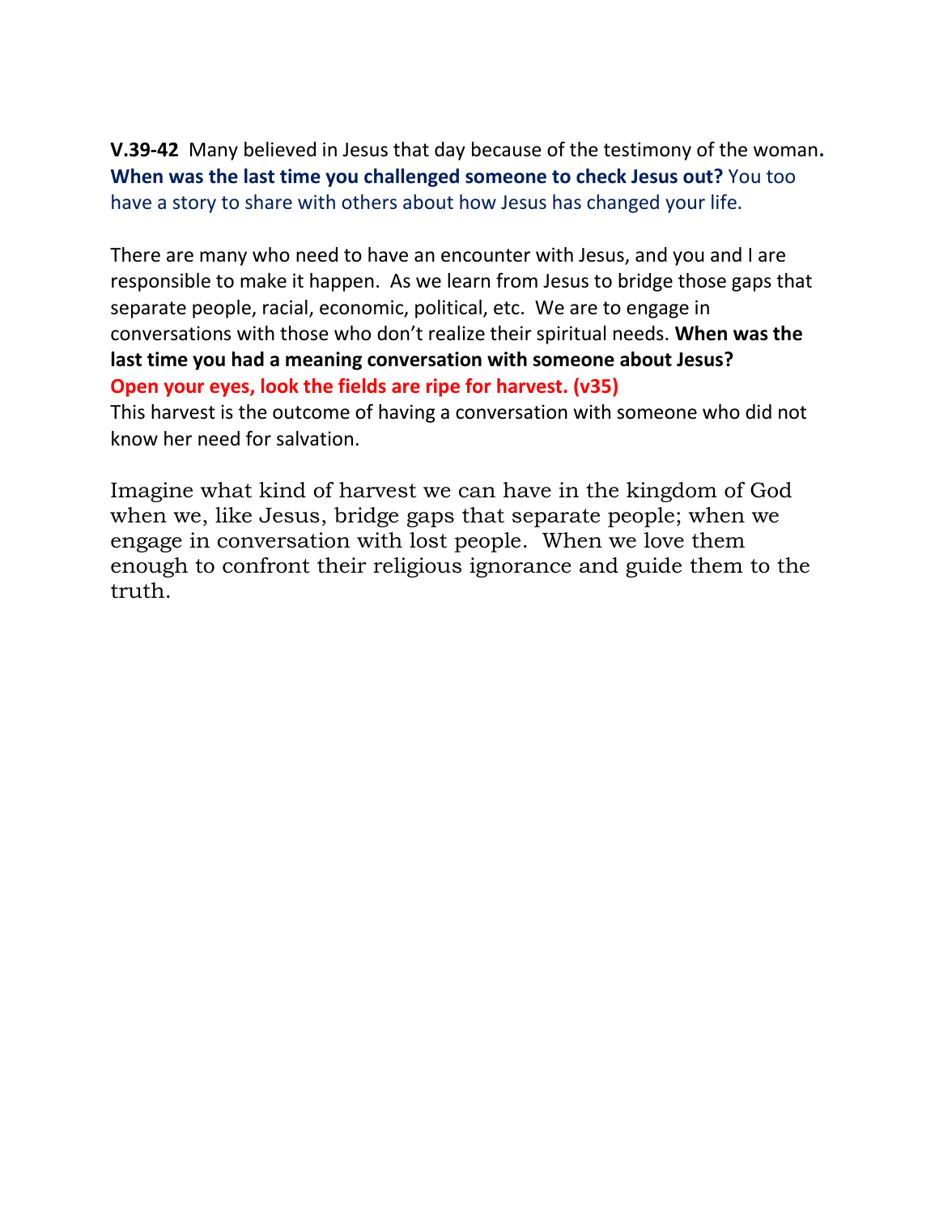**V.39-42** Many believed in Jesus that day because of the testimony of the woman**.** **When was the last time you challenged someone to check Jesus out?** You too have a story to share with others about how Jesus has changed your life.

There are many who need to have an encounter with Jesus, and you and I are responsible to make it happen. As we learn from Jesus to bridge those gaps that separate people, racial, economic, political, etc. We are to engage in conversations with those who don't realize their spiritual needs. **When was the last time you had a meaning conversation with someone about Jesus?**
**Open your eyes, look the fields are ripe for harvest. (v35)**
This harvest is the outcome of having a conversation with someone who did not know her need for salvation.

Imagine what kind of harvest we can have in the kingdom of God when we, like Jesus, bridge gaps that separate people; when we engage in conversation with lost people. When we love them enough to confront their religious ignorance and guide them to the truth.